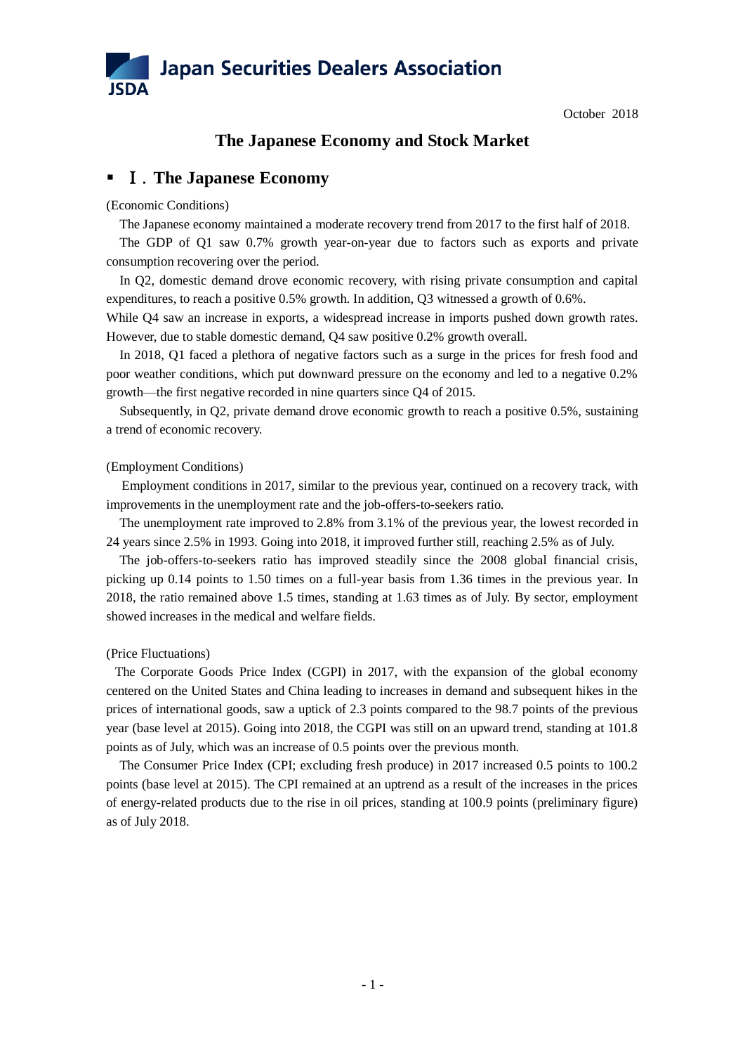Japan Securities Dealers Association

JSDA

October 2018

# The Japanese Economy and Stock Market

## Ⅰ. The Japanese Economy

(Economic Conditions)

The Japanese economy maintained a moderate recovery trend from 2017 to the first half of 2018.

The GDP of Q1 saw 0.7% growth year-on-year due to factors such as exports and private consumption recovering over the period.

In Q2, domestic demand drove economic recovery, with rising private consumption and capital expenditures, to reach a positive 0.5% growth. In addition, Q3 witnessed a growth of 0.6%.

While Q4 saw an increase in exports, a widespread increase in imports pushed down growth rates. However, due to stable domestic demand, Q4 saw positive 0.2% growth overall.

In 2018, Q1 faced a plethora of negative factors such as a surge in the prices for fresh food and poor weather conditions, which put downward pressure on the economy and led to a negative 0.2% growth—the first negative recorded in nine quarters since Q4 of 2015.

Subsequently, in Q2, private demand drove economic growth to reach a positive 0.5%, sustaining a trend of economic recovery.

(Employment Conditions)

Employment conditions in 2017, similar to the previous year, continued on a recovery track, with improvements in the unemployment rate and the job-offers-to-seekers ratio.

The unemployment rate improved to 2.8% from 3.1% of the previous year, the lowest recorded in 24 years since 2.5% in 1993. Going into 2018, it improved further still, reaching 2.5% as of July.

The job-offers-to-seekers ratio has improved steadily since the 2008 global financial crisis, picking up 0.14 points to 1.50 times on a full-year basis from 1.36 times in the previous year. In 2018, the ratio remained above 1.5 times, standing at 1.63 times as of July. By sector, employment showed increases in the medical and welfare fields.

(Price Fluctuations)

The Corporate Goods Price Index (CGPI) in 2017, with the expansion of the global economy centered on the United States and China leading to increases in demand and subsequent hikes in the prices of international goods, saw a uptick of 2.3 points compared to the 98.7 points of the previous year (base level at 2015). Going into 2018, the CGPI was still on an upward trend, standing at 101.8 points as of July, which was an increase of 0.5 points over the previous month.

The Consumer Price Index (CPI; excluding fresh produce) in 2017 increased 0.5 points to 100.2 points (base level at 2015). The CPI remained at an uptrend as a result of the increases in the prices of energy-related products due to the rise in oil prices, standing at 100.9 points (preliminary figure) as of July 2018.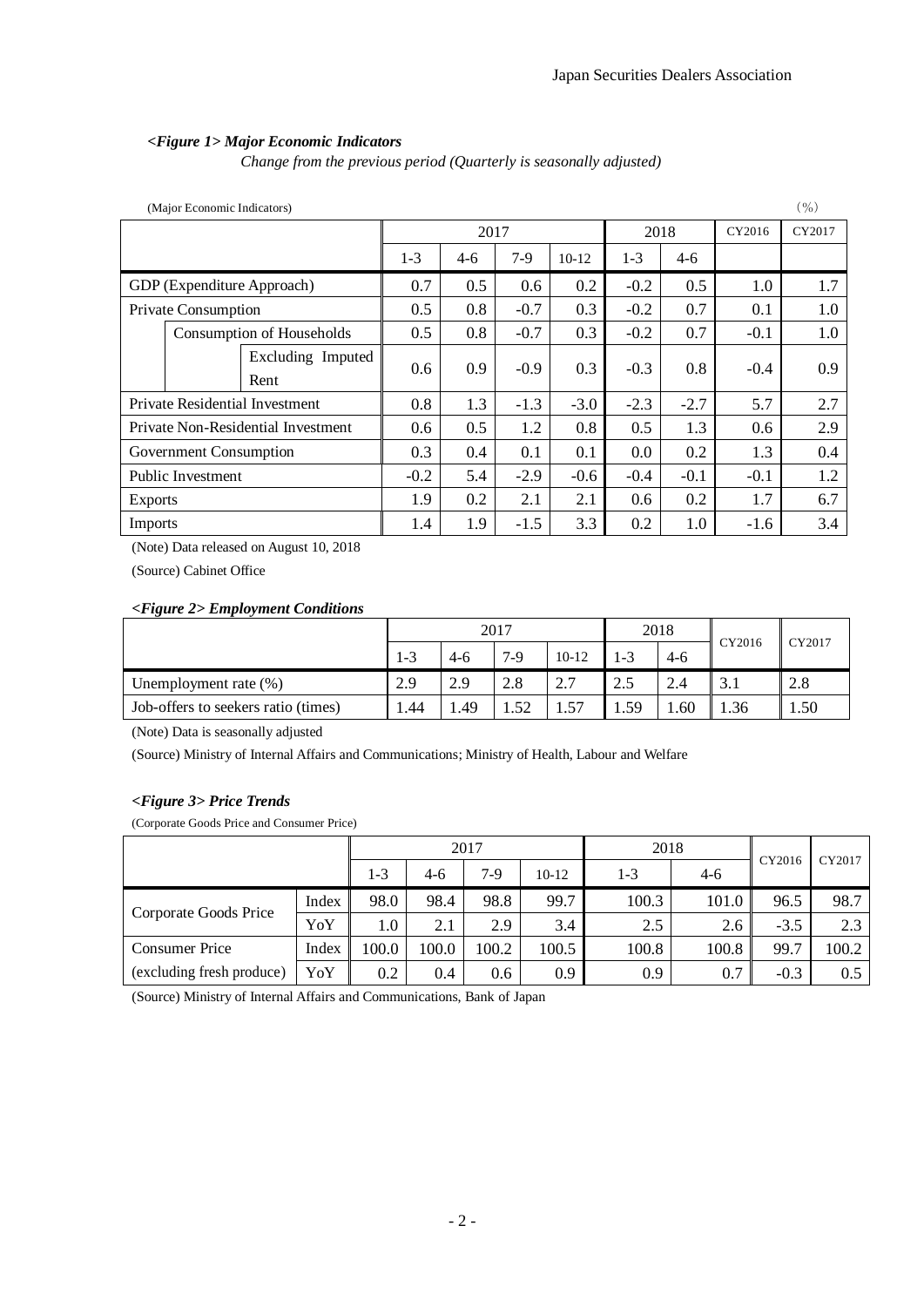***<Figure 1> Major Economic Indicators***

*Change from the previous period (Quarterly is seasonally adjusted)*

(Major Economic Indicators) (%)

| | 2017 | | | | 2018 | | CY2016 | CY2017 |
|---|---|---|---|---|---|---|---|---|
| | 1-3 | 4-6 | 7-9 | 10-12 | 1-3 | 4-6 | | |
| GDP (Expenditure Approach) | 0.7 | 0.5 | 0.6 | 0.2 | -0.2 | 0.5 | 1.0 | 1.7 |
| Private Consumption | 0.5 | 0.8 | -0.7 | 0.3 | -0.2 | 0.7 | 0.1 | 1.0 |
| Consumption of Households | 0.5 | 0.8 | -0.7 | 0.3 | -0.2 | 0.7 | -0.1 | 1.0 |
| Excluding Imputed Rent | 0.6 | 0.9 | -0.9 | 0.3 | -0.3 | 0.8 | -0.4 | 0.9 |
| Private Residential Investment | 0.8 | 1.3 | -1.3 | -3.0 | -2.3 | -2.7 | 5.7 | 2.7 |
| Private Non-Residential Investment | 0.6 | 0.5 | 1.2 | 0.8 | 0.5 | 1.3 | 0.6 | 2.9 |
| Government Consumption | 0.3 | 0.4 | 0.1 | 0.1 | 0.0 | 0.2 | 1.3 | 0.4 |
| Public Investment | -0.2 | 5.4 | -2.9 | -0.6 | -0.4 | -0.1 | -0.1 | 1.2 |
| Exports | 1.9 | 0.2 | 2.1 | 2.1 | 0.6 | 0.2 | 1.7 | 6.7 |
| Imports | 1.4 | 1.9 | -1.5 | 3.3 | 0.2 | 1.0 | -1.6 | 3.4 |

(Note) Data released on August 10, 2018

(Source) Cabinet Office

***<Figure 2> Employment Conditions***

| | 2017 | | | | 2018 | | CY2016 | CY2017 |
|---|---|---|---|---|---|---|---|---|
| | 1-3 | 4-6 | 7-9 | 10-12 | 1-3 | 4-6 | | |
| Unemployment rate (%) | 2.9 | 2.9 | 2.8 | 2.7 | 2.5 | 2.4 | 3.1 | 2.8 |
| Job-offers to seekers ratio (times) | 1.44 | 1.49 | 1.52 | 1.57 | 1.59 | 1.60 | 1.36 | 1.50 |

(Note) Data is seasonally adjusted

(Source) Ministry of Internal Affairs and Communications; Ministry of Health, Labour and Welfare

***<Figure 3> Price Trends***

(Corporate Goods Price and Consumer Price)

| | | 2017 | | | | 2018 | | CY2016 | CY2017 |
|---|---|---|---|---|---|---|---|---|---|
| | | 1-3 | 4-6 | 7-9 | 10-12 | 1-3 | 4-6 | | |
| Corporate Goods Price | Index | 98.0 | 98.4 | 98.8 | 99.7 | 100.3 | 101.0 | 96.5 | 98.7 |
| | YoY | 1.0 | 2.1 | 2.9 | 3.4 | 2.5 | 2.6 | -3.5 | 2.3 |
| Consumer Price (excluding fresh produce) | Index | 100.0 | 100.0 | 100.2 | 100.5 | 100.8 | 100.8 | 99.7 | 100.2 |
| | YoY | 0.2 | 0.4 | 0.6 | 0.9 | 0.9 | 0.7 | -0.3 | 0.5 |

(Source) Ministry of Internal Affairs and Communications, Bank of Japan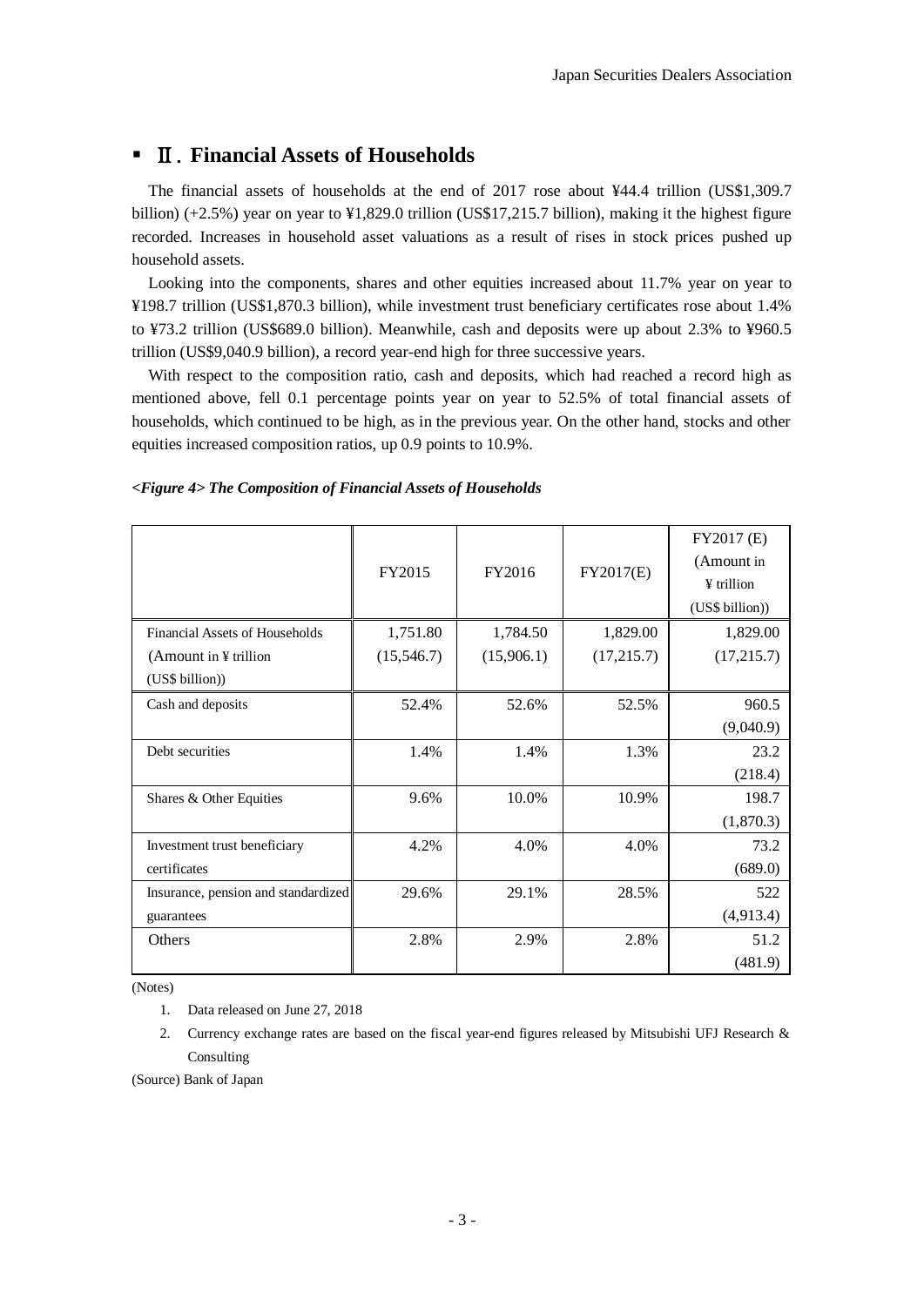## ▪ Ⅱ. Financial Assets of Households

The financial assets of households at the end of 2017 rose about ¥44.4 trillion (US$1,309.7 billion) (+2.5%) year on year to ¥1,829.0 trillion (US$17,215.7 billion), making it the highest figure recorded. Increases in household asset valuations as a result of rises in stock prices pushed up household assets.

Looking into the components, shares and other equities increased about 11.7% year on year to ¥198.7 trillion (US$1,870.3 billion), while investment trust beneficiary certificates rose about 1.4% to ¥73.2 trillion (US$689.0 billion). Meanwhile, cash and deposits were up about 2.3% to ¥960.5 trillion (US$9,040.9 billion), a record year-end high for three successive years.

With respect to the composition ratio, cash and deposits, which had reached a record high as mentioned above, fell 0.1 percentage points year on year to 52.5% of total financial assets of households, which continued to be high, as in the previous year. On the other hand, stocks and other equities increased composition ratios, up 0.9 points to 10.9%.

***<Figure 4> The Composition of Financial Assets of Households***

| | FY2015 | FY2016 | FY2017(E) | FY2017 (E) (Amount in ¥ trillion (US$ billion)) |
|---|---|---|---|---|
| Financial Assets of Households (Amount in ¥ trillion (US$ billion)) | 1,751.80 (15,546.7) | 1,784.50 (15,906.1) | 1,829.00 (17,215.7) | 1,829.00 (17,215.7) |
| Cash and deposits | 52.4% | 52.6% | 52.5% | 960.5 (9,040.9) |
| Debt securities | 1.4% | 1.4% | 1.3% | 23.2 (218.4) |
| Shares & Other Equities | 9.6% | 10.0% | 10.9% | 198.7 (1,870.3) |
| Investment trust beneficiary certificates | 4.2% | 4.0% | 4.0% | 73.2 (689.0) |
| Insurance, pension and standardized guarantees | 29.6% | 29.1% | 28.5% | 522 (4,913.4) |
| Others | 2.8% | 2.9% | 2.8% | 51.2 (481.9) |

(Notes)

1. Data released on June 27, 2018
2. Currency exchange rates are based on the fiscal year-end figures released by Mitsubishi UFJ Research & Consulting

(Source) Bank of Japan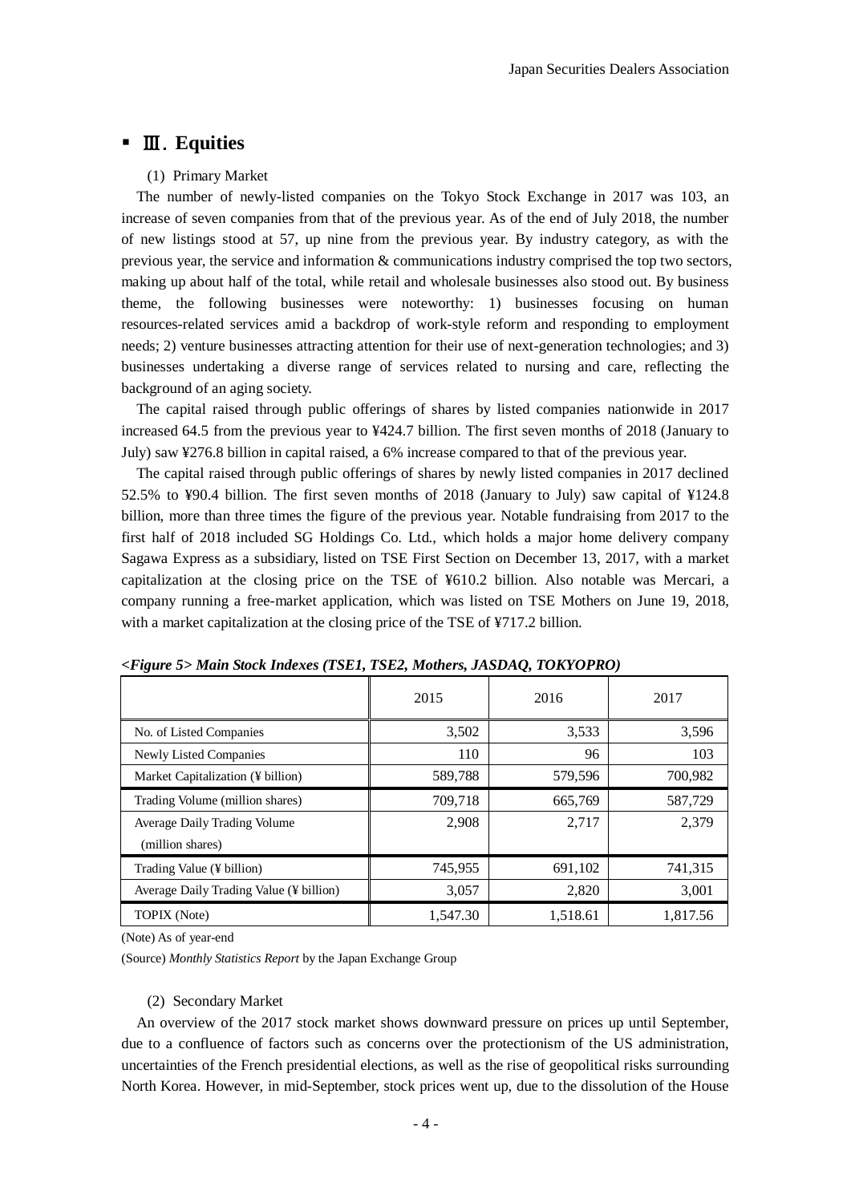## ▪ Ⅲ. Equities

(1) Primary Market

The number of newly-listed companies on the Tokyo Stock Exchange in 2017 was 103, an increase of seven companies from that of the previous year. As of the end of July 2018, the number of new listings stood at 57, up nine from the previous year. By industry category, as with the previous year, the service and information & communications industry comprised the top two sectors, making up about half of the total, while retail and wholesale businesses also stood out. By business theme, the following businesses were noteworthy: 1) businesses focusing on human resources-related services amid a backdrop of work-style reform and responding to employment needs; 2) venture businesses attracting attention for their use of next-generation technologies; and 3) businesses undertaking a diverse range of services related to nursing and care, reflecting the background of an aging society.

The capital raised through public offerings of shares by listed companies nationwide in 2017 increased 64.5 from the previous year to ¥424.7 billion. The first seven months of 2018 (January to July) saw ¥276.8 billion in capital raised, a 6% increase compared to that of the previous year.

The capital raised through public offerings of shares by newly listed companies in 2017 declined 52.5% to ¥90.4 billion. The first seven months of 2018 (January to July) saw capital of ¥124.8 billion, more than three times the figure of the previous year. Notable fundraising from 2017 to the first half of 2018 included SG Holdings Co. Ltd., which holds a major home delivery company Sagawa Express as a subsidiary, listed on TSE First Section on December 13, 2017, with a market capitalization at the closing price on the TSE of ¥610.2 billion. Also notable was Mercari, a company running a free-market application, which was listed on TSE Mothers on June 19, 2018, with a market capitalization at the closing price of the TSE of ¥717.2 billion.

***<Figure 5> Main Stock Indexes (TSE1, TSE2, Mothers, JASDAQ, TOKYOPRO)***

| | 2015 | 2016 | 2017 |
|---|---|---|---|
| No. of Listed Companies | 3,502 | 3,533 | 3,596 |
| Newly Listed Companies | 110 | 96 | 103 |
| Market Capitalization (¥ billion) | 589,788 | 579,596 | 700,982 |
| Trading Volume (million shares) | 709,718 | 665,769 | 587,729 |
| Average Daily Trading Volume (million shares) | 2,908 | 2,717 | 2,379 |
| Trading Value (¥ billion) | 745,955 | 691,102 | 741,315 |
| Average Daily Trading Value (¥ billion) | 3,057 | 2,820 | 3,001 |
| TOPIX (Note) | 1,547.30 | 1,518.61 | 1,817.56 |

(Note) As of year-end

(Source) *Monthly Statistics Report* by the Japan Exchange Group

(2) Secondary Market

An overview of the 2017 stock market shows downward pressure on prices up until September, due to a confluence of factors such as concerns over the protectionism of the US administration, uncertainties of the French presidential elections, as well as the rise of geopolitical risks surrounding North Korea. However, in mid-September, stock prices went up, due to the dissolution of the House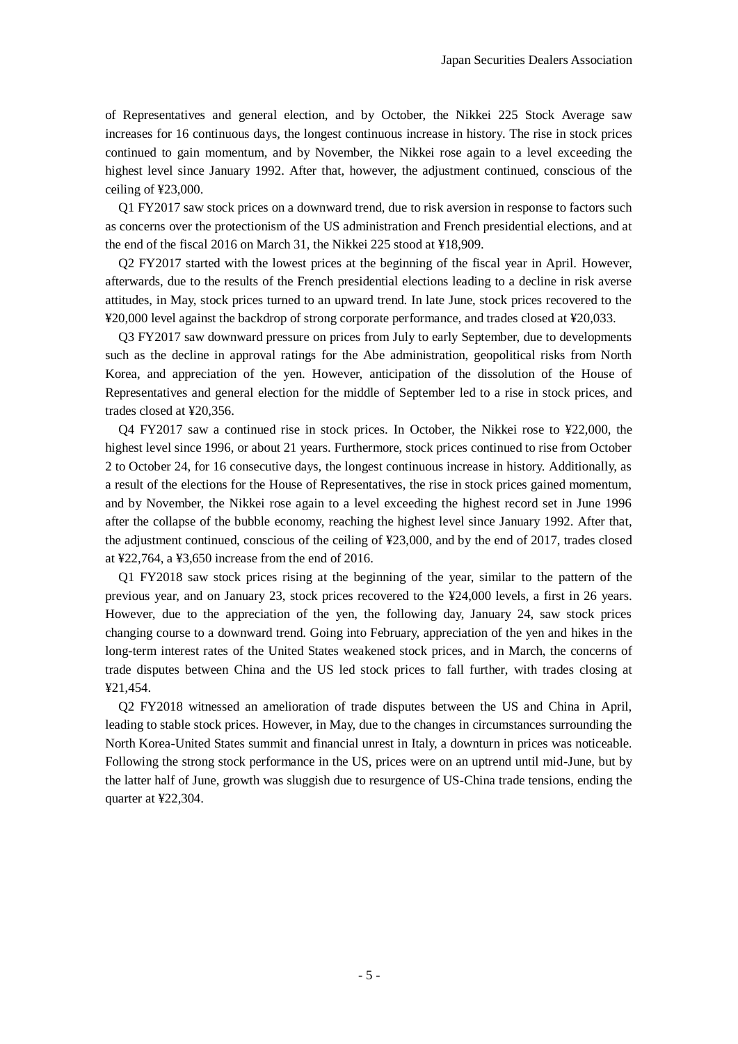of Representatives and general election, and by October, the Nikkei 225 Stock Average saw increases for 16 continuous days, the longest continuous increase in history. The rise in stock prices continued to gain momentum, and by November, the Nikkei rose again to a level exceeding the highest level since January 1992. After that, however, the adjustment continued, conscious of the ceiling of ¥23,000.

Q1 FY2017 saw stock prices on a downward trend, due to risk aversion in response to factors such as concerns over the protectionism of the US administration and French presidential elections, and at the end of the fiscal 2016 on March 31, the Nikkei 225 stood at ¥18,909.

Q2 FY2017 started with the lowest prices at the beginning of the fiscal year in April. However, afterwards, due to the results of the French presidential elections leading to a decline in risk averse attitudes, in May, stock prices turned to an upward trend. In late June, stock prices recovered to the ¥20,000 level against the backdrop of strong corporate performance, and trades closed at ¥20,033.

Q3 FY2017 saw downward pressure on prices from July to early September, due to developments such as the decline in approval ratings for the Abe administration, geopolitical risks from North Korea, and appreciation of the yen. However, anticipation of the dissolution of the House of Representatives and general election for the middle of September led to a rise in stock prices, and trades closed at ¥20,356.

Q4 FY2017 saw a continued rise in stock prices. In October, the Nikkei rose to ¥22,000, the highest level since 1996, or about 21 years. Furthermore, stock prices continued to rise from October 2 to October 24, for 16 consecutive days, the longest continuous increase in history. Additionally, as a result of the elections for the House of Representatives, the rise in stock prices gained momentum, and by November, the Nikkei rose again to a level exceeding the highest record set in June 1996 after the collapse of the bubble economy, reaching the highest level since January 1992. After that, the adjustment continued, conscious of the ceiling of ¥23,000, and by the end of 2017, trades closed at ¥22,764, a ¥3,650 increase from the end of 2016.

Q1 FY2018 saw stock prices rising at the beginning of the year, similar to the pattern of the previous year, and on January 23, stock prices recovered to the ¥24,000 levels, a first in 26 years. However, due to the appreciation of the yen, the following day, January 24, saw stock prices changing course to a downward trend. Going into February, appreciation of the yen and hikes in the long-term interest rates of the United States weakened stock prices, and in March, the concerns of trade disputes between China and the US led stock prices to fall further, with trades closing at ¥21,454.

Q2 FY2018 witnessed an amelioration of trade disputes between the US and China in April, leading to stable stock prices. However, in May, due to the changes in circumstances surrounding the North Korea-United States summit and financial unrest in Italy, a downturn in prices was noticeable. Following the strong stock performance in the US, prices were on an uptrend until mid-June, but by the latter half of June, growth was sluggish due to resurgence of US-China trade tensions, ending the quarter at ¥22,304.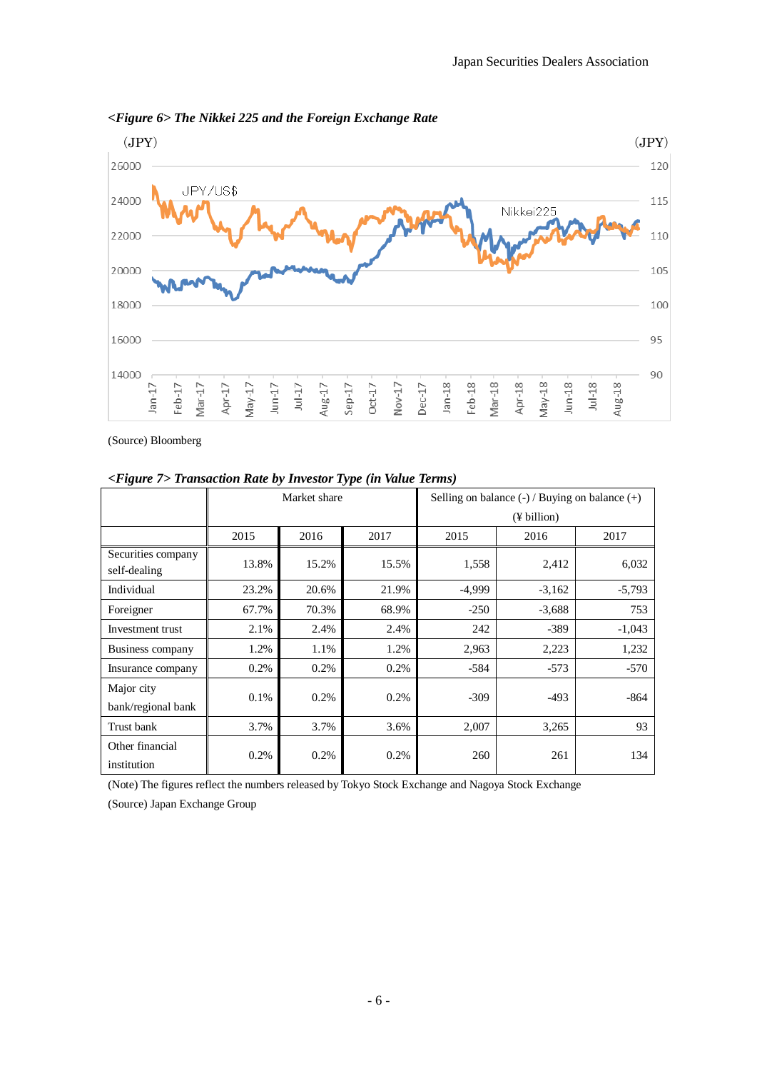*<Figure 6> The Nikkei 225 and the Foreign Exchange Rate*

(Source) Bloomberg

*<Figure 7> Transaction Rate by Investor Type (in Value Terms)*

| | Market share | | | Selling on balance (-) / Buying on balance (+) (¥ billion) | | |
|---|---|---|---|---|---|---|
| | 2015 | 2016 | 2017 | 2015 | 2016 | 2017 |
| Securities company self-dealing | 13.8% | 15.2% | 15.5% | 1,558 | 2,412 | 6,032 |
| Individual | 23.2% | 20.6% | 21.9% | -4,999 | -3,162 | -5,793 |
| Foreigner | 67.7% | 70.3% | 68.9% | -250 | -3,688 | 753 |
| Investment trust | 2.1% | 2.4% | 2.4% | 242 | -389 | -1,043 |
| Business company | 1.2% | 1.1% | 1.2% | 2,963 | 2,223 | 1,232 |
| Insurance company | 0.2% | 0.2% | 0.2% | -584 | -573 | -570 |
| Major city bank/regional bank | 0.1% | 0.2% | 0.2% | -309 | -493 | -864 |
| Trust bank | 3.7% | 3.7% | 3.6% | 2,007 | 3,265 | 93 |
| Other financial institution | 0.2% | 0.2% | 0.2% | 260 | 261 | 134 |

(Note) The figures reflect the numbers released by Tokyo Stock Exchange and Nagoya Stock Exchange

(Source) Japan Exchange Group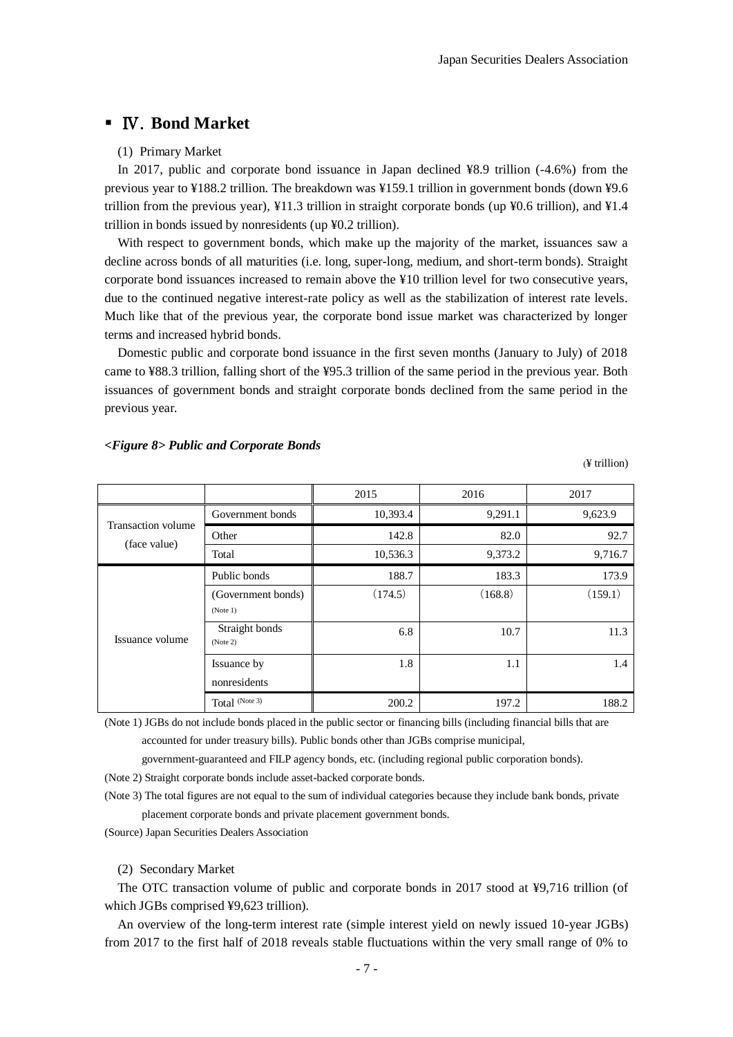## ▪ Ⅳ. Bond Market

(1) Primary Market

In 2017, public and corporate bond issuance in Japan declined ¥8.9 trillion (-4.6%) from the previous year to ¥188.2 trillion. The breakdown was ¥159.1 trillion in government bonds (down ¥9.6 trillion from the previous year), ¥11.3 trillion in straight corporate bonds (up ¥0.6 trillion), and ¥1.4 trillion in bonds issued by nonresidents (up ¥0.2 trillion).

With respect to government bonds, which make up the majority of the market, issuances saw a decline across bonds of all maturities (i.e. long, super-long, medium, and short-term bonds). Straight corporate bond issuances increased to remain above the ¥10 trillion level for two consecutive years, due to the continued negative interest-rate policy as well as the stabilization of interest rate levels. Much like that of the previous year, the corporate bond issue market was characterized by longer terms and increased hybrid bonds.

Domestic public and corporate bond issuance in the first seven months (January to July) of 2018 came to ¥88.3 trillion, falling short of the ¥95.3 trillion of the same period in the previous year. Both issuances of government bonds and straight corporate bonds declined from the same period in the previous year.

***<Figure 8> Public and Corporate Bonds***

(¥ trillion)

| | | 2015 | 2016 | 2017 |
|---|---|---|---|---|
| Transaction volume (face value) | Government bonds | 10,393.4 | 9,291.1 | 9,623.9 |
| | Other | 142.8 | 82.0 | 92.7 |
| | Total | 10,536.3 | 9,373.2 | 9,716.7 |
| Issuance volume | Public bonds | 188.7 | 183.3 | 173.9 |
| | (Government bonds) (Note 1) | (174.5) | (168.8) | (159.1) |
| | Straight bonds (Note 2) | 6.8 | 10.7 | 11.3 |
| | Issuance by nonresidents | 1.8 | 1.1 | 1.4 |
| | Total (Note 3) | 200.2 | 197.2 | 188.2 |

(Note 1) JGBs do not include bonds placed in the public sector or financing bills (including financial bills that are accounted for under treasury bills). Public bonds other than JGBs comprise municipal, government-guaranteed and FILP agency bonds, etc. (including regional public corporation bonds).

(Note 2) Straight corporate bonds include asset-backed corporate bonds.

(Note 3) The total figures are not equal to the sum of individual categories because they include bank bonds, private placement corporate bonds and private placement government bonds.

(Source) Japan Securities Dealers Association

(2) Secondary Market

The OTC transaction volume of public and corporate bonds in 2017 stood at ¥9,716 trillion (of which JGBs comprised ¥9,623 trillion).

An overview of the long-term interest rate (simple interest yield on newly issued 10-year JGBs) from 2017 to the first half of 2018 reveals stable fluctuations within the very small range of 0% to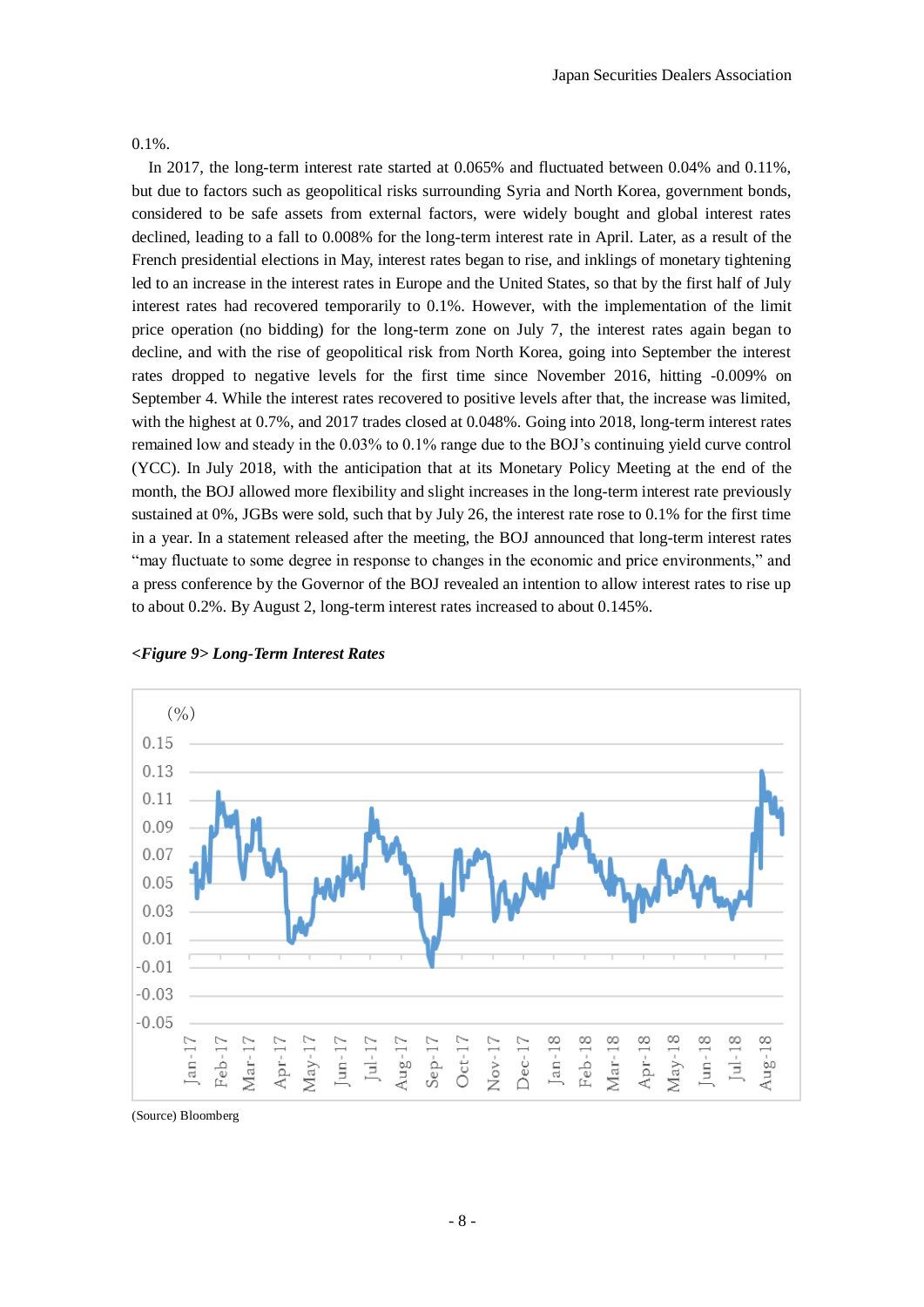0.1%.

In 2017, the long-term interest rate started at 0.065% and fluctuated between 0.04% and 0.11%, but due to factors such as geopolitical risks surrounding Syria and North Korea, government bonds, considered to be safe assets from external factors, were widely bought and global interest rates declined, leading to a fall to 0.008% for the long-term interest rate in April. Later, as a result of the French presidential elections in May, interest rates began to rise, and inklings of monetary tightening led to an increase in the interest rates in Europe and the United States, so that by the first half of July interest rates had recovered temporarily to 0.1%. However, with the implementation of the limit price operation (no bidding) for the long-term zone on July 7, the interest rates again began to decline, and with the rise of geopolitical risk from North Korea, going into September the interest rates dropped to negative levels for the first time since November 2016, hitting -0.009% on September 4. While the interest rates recovered to positive levels after that, the increase was limited, with the highest at 0.7%, and 2017 trades closed at 0.048%. Going into 2018, long-term interest rates remained low and steady in the 0.03% to 0.1% range due to the BOJ's continuing yield curve control (YCC). In July 2018, with the anticipation that at its Monetary Policy Meeting at the end of the month, the BOJ allowed more flexibility and slight increases in the long-term interest rate previously sustained at 0%, JGBs were sold, such that by July 26, the interest rate rose to 0.1% for the first time in a year. In a statement released after the meeting, the BOJ announced that long-term interest rates "may fluctuate to some degree in response to changes in the economic and price environments," and a press conference by the Governor of the BOJ revealed an intention to allow interest rates to rise up to about 0.2%. By August 2, long-term interest rates increased to about 0.145%.

***<Figure 9> Long-Term Interest Rates***

(Source) Bloomberg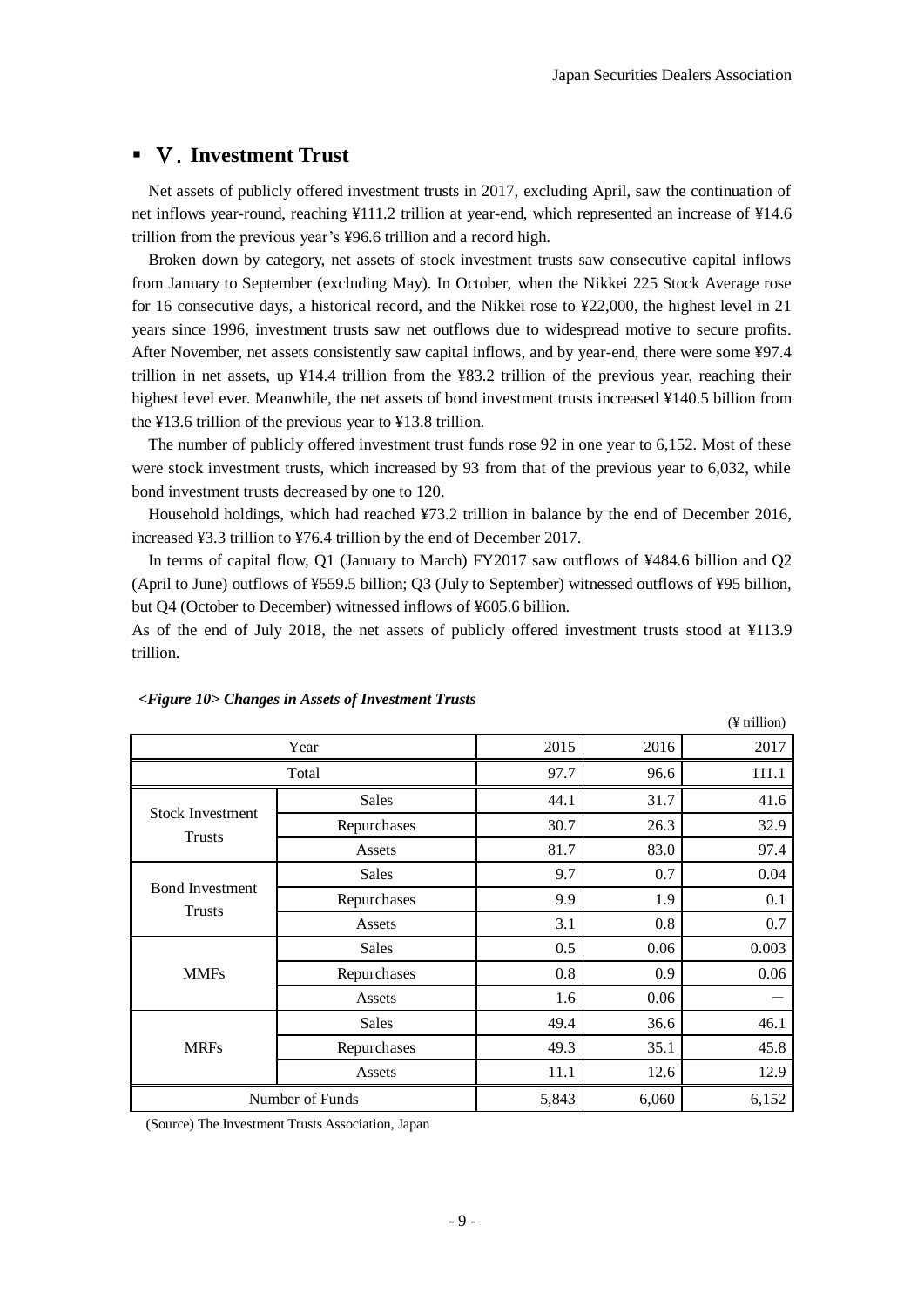## ▪ Ⅴ. Investment Trust

Net assets of publicly offered investment trusts in 2017, excluding April, saw the continuation of net inflows year-round, reaching ¥111.2 trillion at year-end, which represented an increase of ¥14.6 trillion from the previous year's ¥96.6 trillion and a record high.

Broken down by category, net assets of stock investment trusts saw consecutive capital inflows from January to September (excluding May). In October, when the Nikkei 225 Stock Average rose for 16 consecutive days, a historical record, and the Nikkei rose to ¥22,000, the highest level in 21 years since 1996, investment trusts saw net outflows due to widespread motive to secure profits. After November, net assets consistently saw capital inflows, and by year-end, there were some ¥97.4 trillion in net assets, up ¥14.4 trillion from the ¥83.2 trillion of the previous year, reaching their highest level ever. Meanwhile, the net assets of bond investment trusts increased ¥140.5 billion from the ¥13.6 trillion of the previous year to ¥13.8 trillion.

The number of publicly offered investment trust funds rose 92 in one year to 6,152. Most of these were stock investment trusts, which increased by 93 from that of the previous year to 6,032, while bond investment trusts decreased by one to 120.

Household holdings, which had reached ¥73.2 trillion in balance by the end of December 2016, increased ¥3.3 trillion to ¥76.4 trillion by the end of December 2017.

In terms of capital flow, Q1 (January to March) FY2017 saw outflows of ¥484.6 billion and Q2 (April to June) outflows of ¥559.5 billion; Q3 (July to September) witnessed outflows of ¥95 billion, but Q4 (October to December) witnessed inflows of ¥605.6 billion.

As of the end of July 2018, the net assets of publicly offered investment trusts stood at ¥113.9 trillion.

***<Figure 10> Changes in Assets of Investment Trusts***

(¥ trillion)

| Year | | 2015 | 2016 | 2017 |
|---|---|---|---|---|
| Total | | 97.7 | 96.6 | 111.1 |
| Stock Investment Trusts | Sales | 44.1 | 31.7 | 41.6 |
| | Repurchases | 30.7 | 26.3 | 32.9 |
| | Assets | 81.7 | 83.0 | 97.4 |
| Bond Investment Trusts | Sales | 9.7 | 0.7 | 0.04 |
| | Repurchases | 9.9 | 1.9 | 0.1 |
| | Assets | 3.1 | 0.8 | 0.7 |
| MMFs | Sales | 0.5 | 0.06 | 0.003 |
| | Repurchases | 0.8 | 0.9 | 0.06 |
| | Assets | 1.6 | 0.06 | — |
| MRFs | Sales | 49.4 | 36.6 | 46.1 |
| | Repurchases | 49.3 | 35.1 | 45.8 |
| | Assets | 11.1 | 12.6 | 12.9 |
| Number of Funds | | 5,843 | 6,060 | 6,152 |

(Source) The Investment Trusts Association, Japan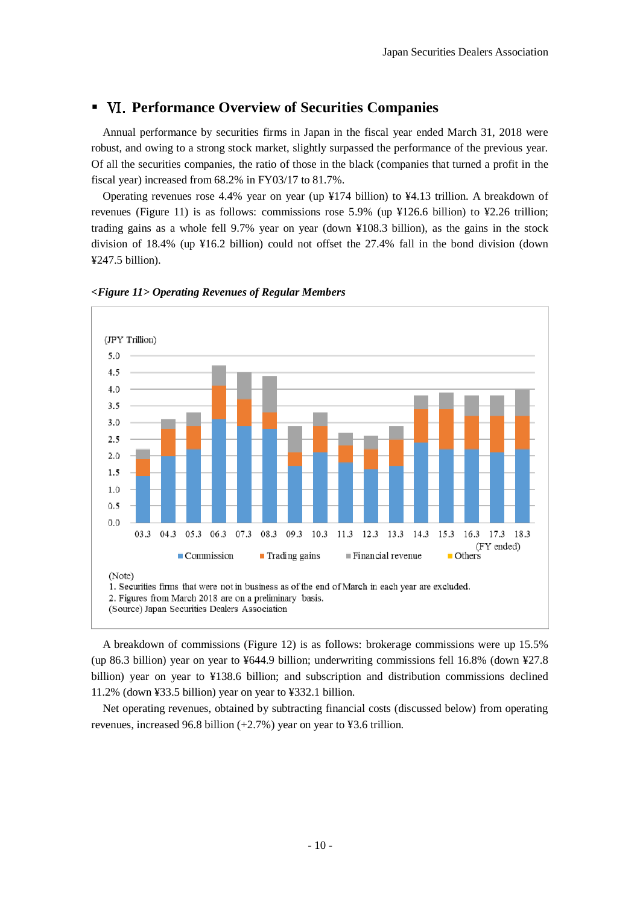## ▪ Ⅵ. Performance Overview of Securities Companies

Annual performance by securities firms in Japan in the fiscal year ended March 31, 2018 were robust, and owing to a strong stock market, slightly surpassed the performance of the previous year. Of all the securities companies, the ratio of those in the black (companies that turned a profit in the fiscal year) increased from 68.2% in FY03/17 to 81.7%.

Operating revenues rose 4.4% year on year (up ¥174 billion) to ¥4.13 trillion. A breakdown of revenues (Figure 11) is as follows: commissions rose 5.9% (up ¥126.6 billion) to ¥2.26 trillion; trading gains as a whole fell 9.7% year on year (down ¥108.3 billion), as the gains in the stock division of 18.4% (up ¥16.2 billion) could not offset the 27.4% fall in the bond division (down ¥247.5 billion).

***<Figure 11> Operating Revenues of Regular Members***

(JPY Trillion)

Legend: Commission, Trading gains, Financial revenue, Others

FY ended: 03.3, 04.3, 05.3, 06.3, 07.3, 08.3, 09.3, 10.3, 11.3, 12.3, 13.3, 14.3, 15.3, 16.3, 17.3, 18.3

(Note)
1. Securities firms that were not in business as of the end of March in each year are excluded.
2. Figures from March 2018 are on a preliminary basis.
(Source) Japan Securities Dealers Association

A breakdown of commissions (Figure 12) is as follows: brokerage commissions were up 15.5% (up 86.3 billion) year on year to ¥644.9 billion; underwriting commissions fell 16.8% (down ¥27.8 billion) year on year to ¥138.6 billion; and subscription and distribution commissions declined 11.2% (down ¥33.5 billion) year on year to ¥332.1 billion.

Net operating revenues, obtained by subtracting financial costs (discussed below) from operating revenues, increased 96.8 billion (+2.7%) year on year to ¥3.6 trillion.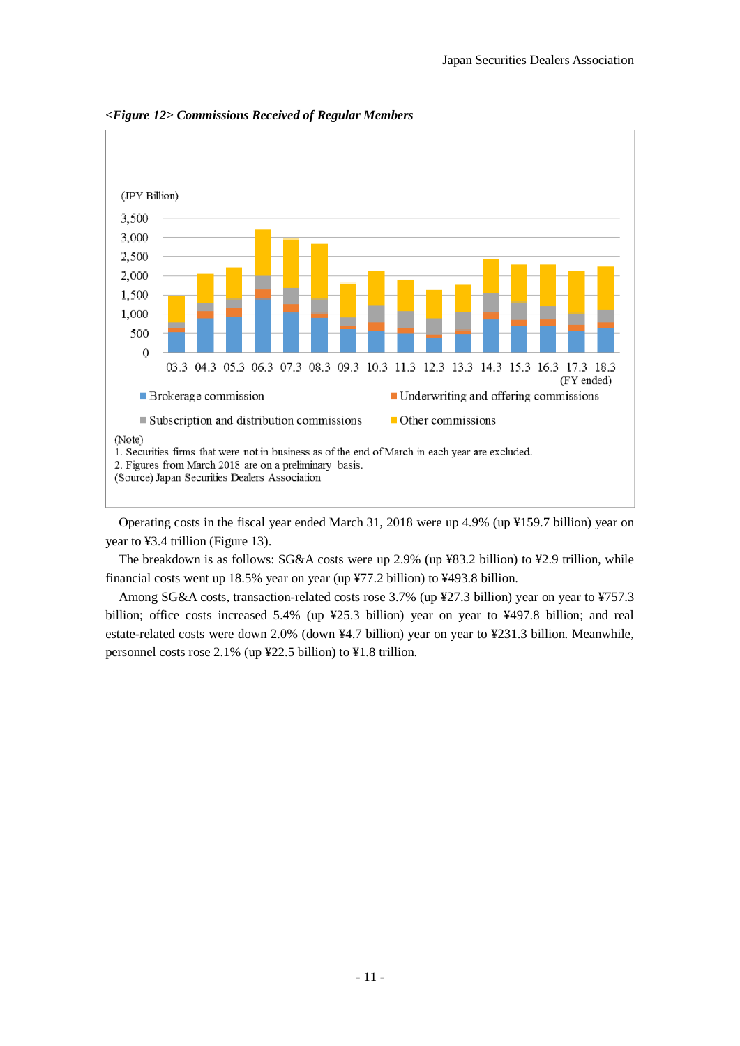*<Figure 12> Commissions Received of Regular Members*

(JPY Billion)

■ Brokerage commission ■ Underwriting and offering commissions ■ Subscription and distribution commissions ■ Other commissions

(FY ended) 03.3 04.3 05.3 06.3 07.3 08.3 09.3 10.3 11.3 12.3 13.3 14.3 15.3 16.3 17.3 18.3

(Note)
1. Securities firms that were not in business as of the end of March in each year are excluded.
2. Figures from March 2018 are on a preliminary basis.
(Source) Japan Securities Dealers Association

Operating costs in the fiscal year ended March 31, 2018 were up 4.9% (up ¥159.7 billion) year on year to ¥3.4 trillion (Figure 13).

The breakdown is as follows: SG&A costs were up 2.9% (up ¥83.2 billion) to ¥2.9 trillion, while financial costs went up 18.5% year on year (up ¥77.2 billion) to ¥493.8 billion.

Among SG&A costs, transaction-related costs rose 3.7% (up ¥27.3 billion) year on year to ¥757.3 billion; office costs increased 5.4% (up ¥25.3 billion) year on year to ¥497.8 billion; and real estate-related costs were down 2.0% (down ¥4.7 billion) year on year to ¥231.3 billion. Meanwhile, personnel costs rose 2.1% (up ¥22.5 billion) to ¥1.8 trillion.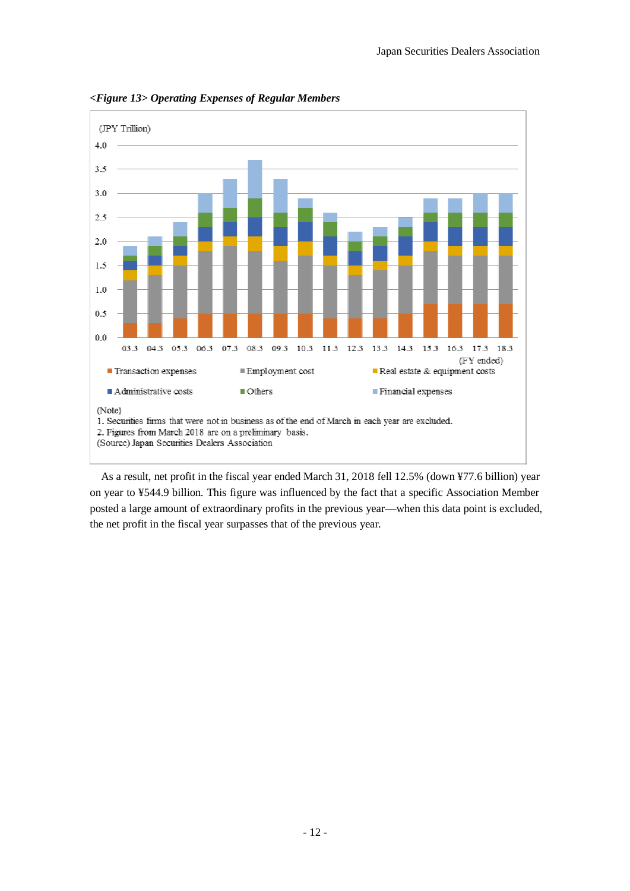***<Figure 13> Operating Expenses of Regular Members***

(JPY Trillion)

Legend: Transaction expenses, Employment cost, Real estate & equipment costs, Administrative costs, Others, Financial expenses

(FY ended) 03.3, 04.3, 05.3, 06.3, 07.3, 08.3, 09.3, 10.3, 11.3, 12.3, 13.3, 14.3, 15.3, 16.3, 17.3, 18.3

(Note)
1. Securities firms that were not in business as of the end of March in each year are excluded.
2. Figures from March 2018 are on a preliminary basis.
(Source) Japan Securities Dealers Association

As a result, net profit in the fiscal year ended March 31, 2018 fell 12.5% (down ¥77.6 billion) year on year to ¥544.9 billion. This figure was influenced by the fact that a specific Association Member posted a large amount of extraordinary profits in the previous year—when this data point is excluded, the net profit in the fiscal year surpasses that of the previous year.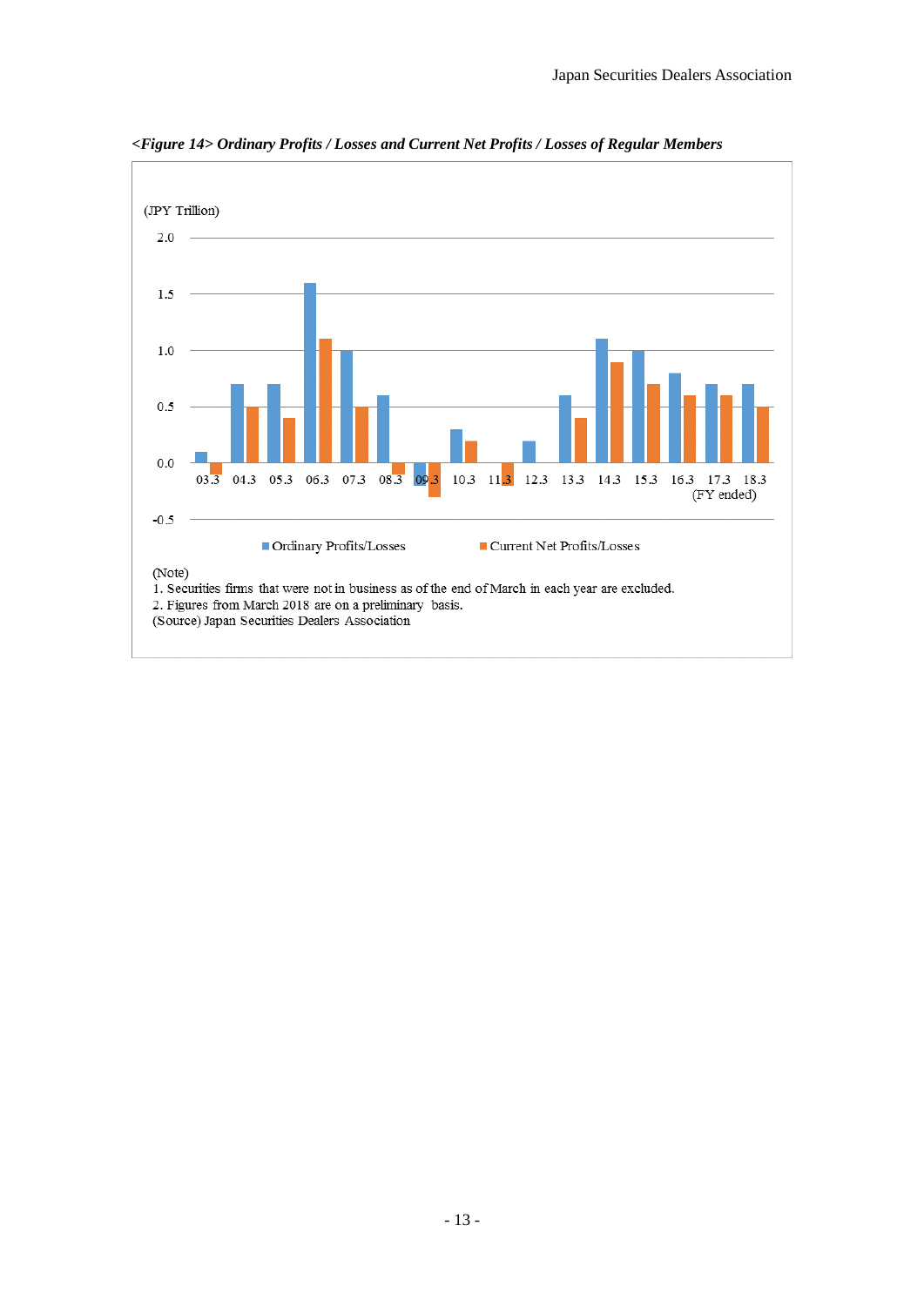*<Figure 14> Ordinary Profits / Losses and Current Net Profits / Losses of Regular Members*

(JPY Trillion)

2.0
1.5
1.0
0.5
0.0
-0.5

03.3 04.3 05.3 06.3 07.3 08.3 09.3 10.3 11.3 12.3 13.3 14.3 15.3 16.3 17.3 18.3
(FY ended)

■ Ordinary Profits/Losses ■ Current Net Profits/Losses

(Note)
1. Securities firms that were not in business as of the end of March in each year are excluded.
2. Figures from March 2018 are on a preliminary basis.
(Source) Japan Securities Dealers Association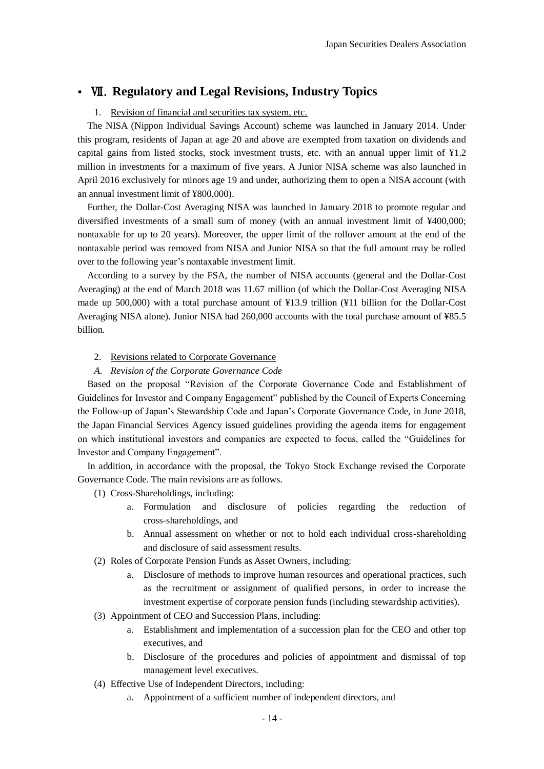## Ⅶ. Regulatory and Legal Revisions, Industry Topics

1. Revision of financial and securities tax system, etc.

The NISA (Nippon Individual Savings Account) scheme was launched in January 2014. Under this program, residents of Japan at age 20 and above are exempted from taxation on dividends and capital gains from listed stocks, stock investment trusts, etc. with an annual upper limit of ¥1.2 million in investments for a maximum of five years. A Junior NISA scheme was also launched in April 2016 exclusively for minors age 19 and under, authorizing them to open a NISA account (with an annual investment limit of ¥800,000).

Further, the Dollar-Cost Averaging NISA was launched in January 2018 to promote regular and diversified investments of a small sum of money (with an annual investment limit of ¥400,000; nontaxable for up to 20 years). Moreover, the upper limit of the rollover amount at the end of the nontaxable period was removed from NISA and Junior NISA so that the full amount may be rolled over to the following year's nontaxable investment limit.

According to a survey by the FSA, the number of NISA accounts (general and the Dollar-Cost Averaging) at the end of March 2018 was 11.67 million (of which the Dollar-Cost Averaging NISA made up 500,000) with a total purchase amount of ¥13.9 trillion (¥11 billion for the Dollar-Cost Averaging NISA alone). Junior NISA had 260,000 accounts with the total purchase amount of ¥85.5 billion.

2. Revisions related to Corporate Governance

*A. Revision of the Corporate Governance Code*

Based on the proposal "Revision of the Corporate Governance Code and Establishment of Guidelines for Investor and Company Engagement" published by the Council of Experts Concerning the Follow-up of Japan's Stewardship Code and Japan's Corporate Governance Code, in June 2018, the Japan Financial Services Agency issued guidelines providing the agenda items for engagement on which institutional investors and companies are expected to focus, called the "Guidelines for Investor and Company Engagement".

In addition, in accordance with the proposal, the Tokyo Stock Exchange revised the Corporate Governance Code. The main revisions are as follows.

(1) Cross-Shareholdings, including:
   - a. Formulation and disclosure of policies regarding the reduction of cross-shareholdings, and
   - b. Annual assessment on whether or not to hold each individual cross-shareholding and disclosure of said assessment results.

(2) Roles of Corporate Pension Funds as Asset Owners, including:
   - a. Disclosure of methods to improve human resources and operational practices, such as the recruitment or assignment of qualified persons, in order to increase the investment expertise of corporate pension funds (including stewardship activities).

(3) Appointment of CEO and Succession Plans, including:
   - a. Establishment and implementation of a succession plan for the CEO and other top executives, and
   - b. Disclosure of the procedures and policies of appointment and dismissal of top management level executives.

(4) Effective Use of Independent Directors, including:
   - a. Appointment of a sufficient number of independent directors, and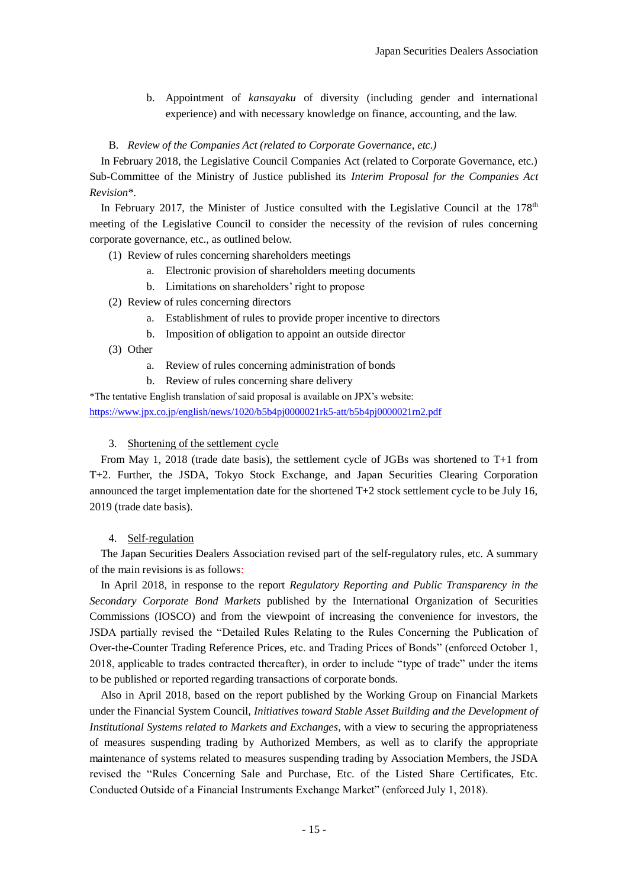b. Appointment of *kansayaku* of diversity (including gender and international experience) and with necessary knowledge on finance, accounting, and the law.

B. *Review of the Companies Act (related to Corporate Governance, etc.)*

In February 2018, the Legislative Council Companies Act (related to Corporate Governance, etc.) Sub-Committee of the Ministry of Justice published its *Interim Proposal for the Companies Act Revision*\*.

In February 2017, the Minister of Justice consulted with the Legislative Council at the 178th meeting of the Legislative Council to consider the necessity of the revision of rules concerning corporate governance, etc., as outlined below.

(1) Review of rules concerning shareholders meetings
  a. Electronic provision of shareholders meeting documents
  b. Limitations on shareholders' right to propose

(2) Review of rules concerning directors
  a. Establishment of rules to provide proper incentive to directors
  b. Imposition of obligation to appoint an outside director

(3) Other
  a. Review of rules concerning administration of bonds
  b. Review of rules concerning share delivery

\*The tentative English translation of said proposal is available on JPX's website:
https://www.jpx.co.jp/english/news/1020/b5b4pj0000021rk5-att/b5b4pj0000021rn2.pdf

## 3. Shortening of the settlement cycle

From May 1, 2018 (trade date basis), the settlement cycle of JGBs was shortened to T+1 from T+2. Further, the JSDA, Tokyo Stock Exchange, and Japan Securities Clearing Corporation announced the target implementation date for the shortened T+2 stock settlement cycle to be July 16, 2019 (trade date basis).

## 4. Self-regulation

The Japan Securities Dealers Association revised part of the self-regulatory rules, etc. A summary of the main revisions is as follows:

In April 2018, in response to the report *Regulatory Reporting and Public Transparency in the Secondary Corporate Bond Markets* published by the International Organization of Securities Commissions (IOSCO) and from the viewpoint of increasing the convenience for investors, the JSDA partially revised the "Detailed Rules Relating to the Rules Concerning the Publication of Over-the-Counter Trading Reference Prices, etc. and Trading Prices of Bonds" (enforced October 1, 2018, applicable to trades contracted thereafter), in order to include "type of trade" under the items to be published or reported regarding transactions of corporate bonds.

Also in April 2018, based on the report published by the Working Group on Financial Markets under the Financial System Council, *Initiatives toward Stable Asset Building and the Development of Institutional Systems related to Markets and Exchanges*, with a view to securing the appropriateness of measures suspending trading by Authorized Members, as well as to clarify the appropriate maintenance of systems related to measures suspending trading by Association Members, the JSDA revised the "Rules Concerning Sale and Purchase, Etc. of the Listed Share Certificates, Etc. Conducted Outside of a Financial Instruments Exchange Market" (enforced July 1, 2018).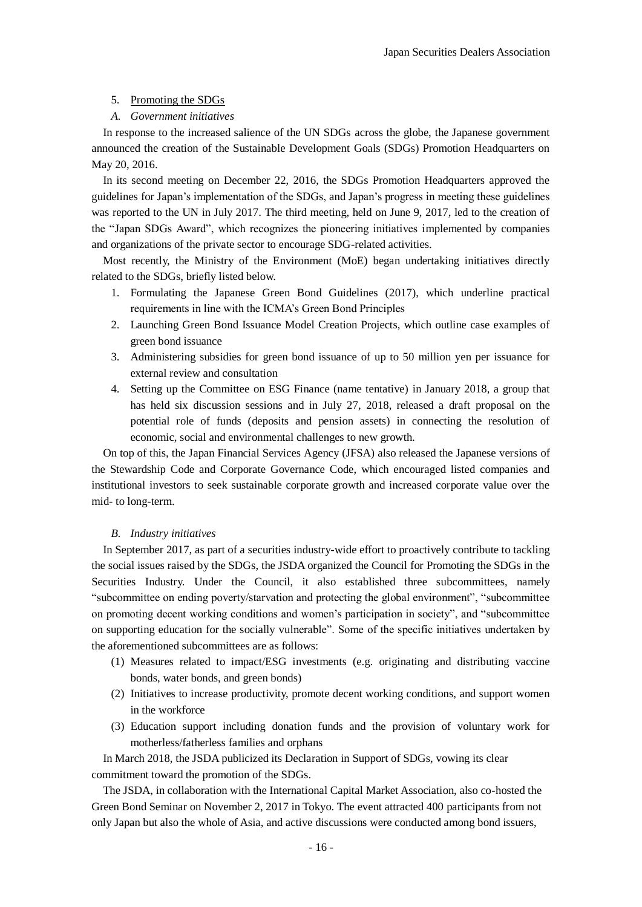5. Promoting the SDGs

*A. Government initiatives*

In response to the increased salience of the UN SDGs across the globe, the Japanese government announced the creation of the Sustainable Development Goals (SDGs) Promotion Headquarters on May 20, 2016.

In its second meeting on December 22, 2016, the SDGs Promotion Headquarters approved the guidelines for Japan's implementation of the SDGs, and Japan's progress in meeting these guidelines was reported to the UN in July 2017. The third meeting, held on June 9, 2017, led to the creation of the "Japan SDGs Award", which recognizes the pioneering initiatives implemented by companies and organizations of the private sector to encourage SDG-related activities.

Most recently, the Ministry of the Environment (MoE) began undertaking initiatives directly related to the SDGs, briefly listed below.

1. Formulating the Japanese Green Bond Guidelines (2017), which underline practical requirements in line with the ICMA's Green Bond Principles
2. Launching Green Bond Issuance Model Creation Projects, which outline case examples of green bond issuance
3. Administering subsidies for green bond issuance of up to 50 million yen per issuance for external review and consultation
4. Setting up the Committee on ESG Finance (name tentative) in January 2018, a group that has held six discussion sessions and in July 27, 2018, released a draft proposal on the potential role of funds (deposits and pension assets) in connecting the resolution of economic, social and environmental challenges to new growth.

On top of this, the Japan Financial Services Agency (JFSA) also released the Japanese versions of the Stewardship Code and Corporate Governance Code, which encouraged listed companies and institutional investors to seek sustainable corporate growth and increased corporate value over the mid- to long-term.

*B. Industry initiatives*

In September 2017, as part of a securities industry-wide effort to proactively contribute to tackling the social issues raised by the SDGs, the JSDA organized the Council for Promoting the SDGs in the Securities Industry. Under the Council, it also established three subcommittees, namely "subcommittee on ending poverty/starvation and protecting the global environment", "subcommittee on promoting decent working conditions and women's participation in society", and "subcommittee on supporting education for the socially vulnerable". Some of the specific initiatives undertaken by the aforementioned subcommittees are as follows:

(1) Measures related to impact/ESG investments (e.g. originating and distributing vaccine bonds, water bonds, and green bonds)
(2) Initiatives to increase productivity, promote decent working conditions, and support women in the workforce
(3) Education support including donation funds and the provision of voluntary work for motherless/fatherless families and orphans

In March 2018, the JSDA publicized its Declaration in Support of SDGs, vowing its clear commitment toward the promotion of the SDGs.

The JSDA, in collaboration with the International Capital Market Association, also co-hosted the Green Bond Seminar on November 2, 2017 in Tokyo. The event attracted 400 participants from not only Japan but also the whole of Asia, and active discussions were conducted among bond issuers,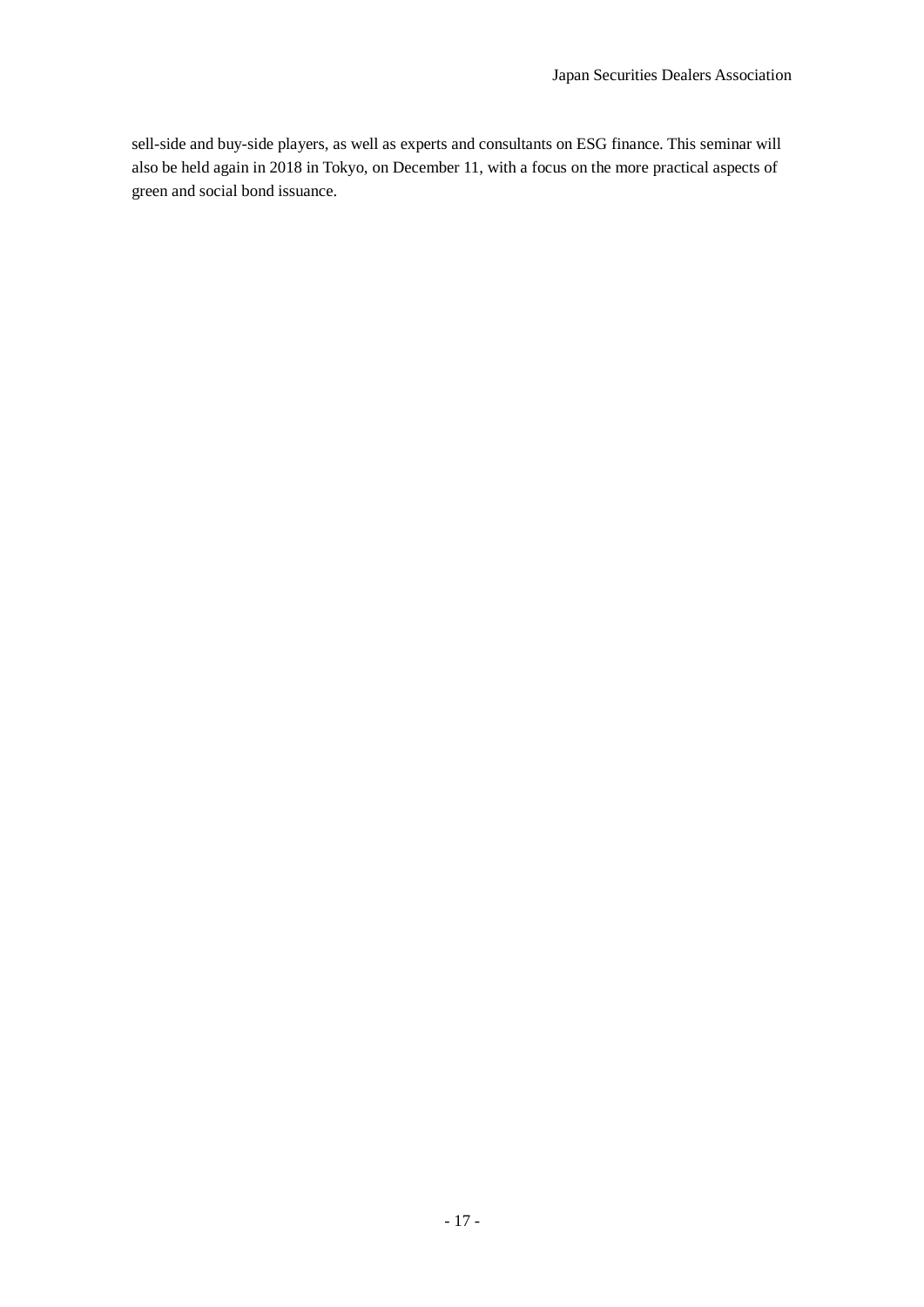sell-side and buy-side players, as well as experts and consultants on ESG finance. This seminar will also be held again in 2018 in Tokyo, on December 11, with a focus on the more practical aspects of green and social bond issuance.